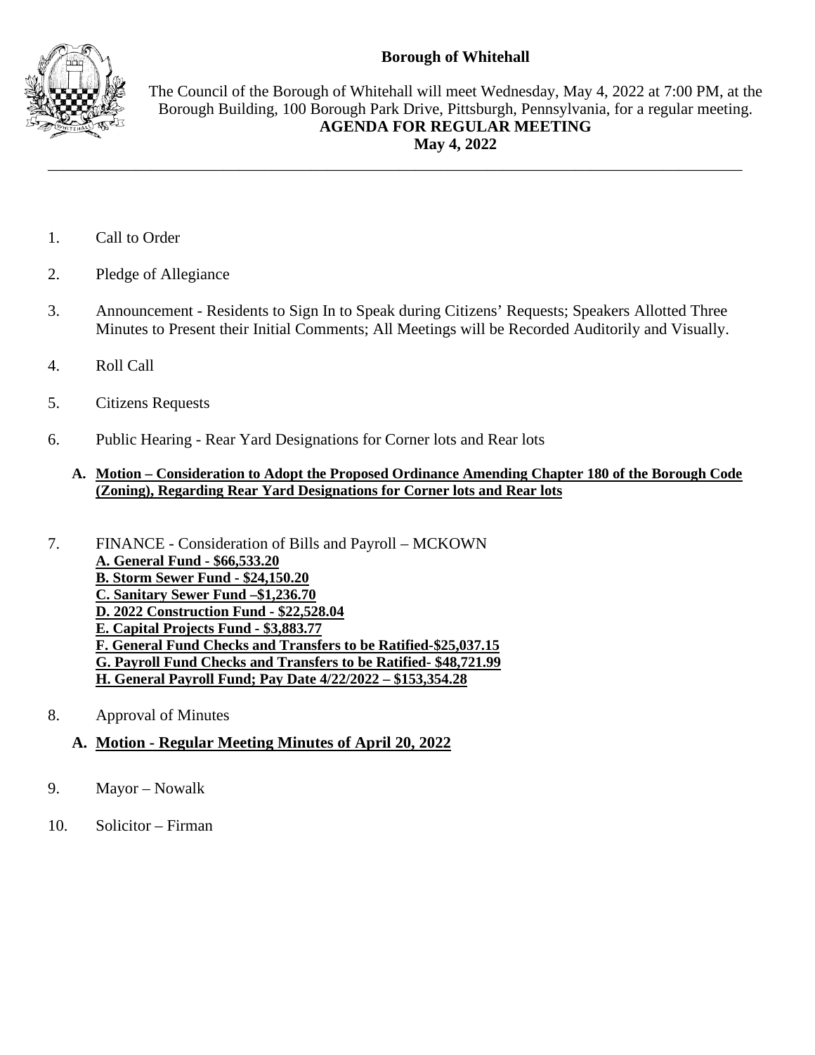**Borough of Whitehall**

The Council of the Borough of Whitehall will meet Wednesday, May 4, 2022 at 7:00 PM, at the Borough Building, 100 Borough Park Drive, Pittsburgh, Pennsylvania, for a regular meeting.

**AGENDA FOR REGULAR MEETING**

**May 4, 2022**

---

1. Call to Order

2. Pledge of Allegiance

3. Announcement - Residents to Sign In to Speak during Citizens' Requests; Speakers Allotted Three Minutes to Present their Initial Comments; All Meetings will be Recorded Auditorily and Visually.

4. Roll Call

5. Citizens Requests

6. Public Hearing - Rear Yard Designations for Corner lots and Rear lots

   **A. Motion – Consideration to Adopt the Proposed Ordinance Amending Chapter 180 of the Borough Code (Zoning), Regarding Rear Yard Designations for Corner lots and Rear lots**

7. FINANCE - Consideration of Bills and Payroll – MCKOWN
   **A. General Fund - $66,533.20**
   **B. Storm Sewer Fund - $24,150.20**
   **C. Sanitary Sewer Fund –$1,236.70**
   **D. 2022 Construction Fund - $22,528.04**
   **E. Capital Projects Fund - $3,883.77**
   **F. General Fund Checks and Transfers to be Ratified-$25,037.15**
   **G. Payroll Fund Checks and Transfers to be Ratified- $48,721.99**
   **H. General Payroll Fund; Pay Date 4/22/2022 – $153,354.28**

8. Approval of Minutes

   **A. Motion - Regular Meeting Minutes of April 20, 2022**

9. Mayor – Nowalk

10. Solicitor – Firman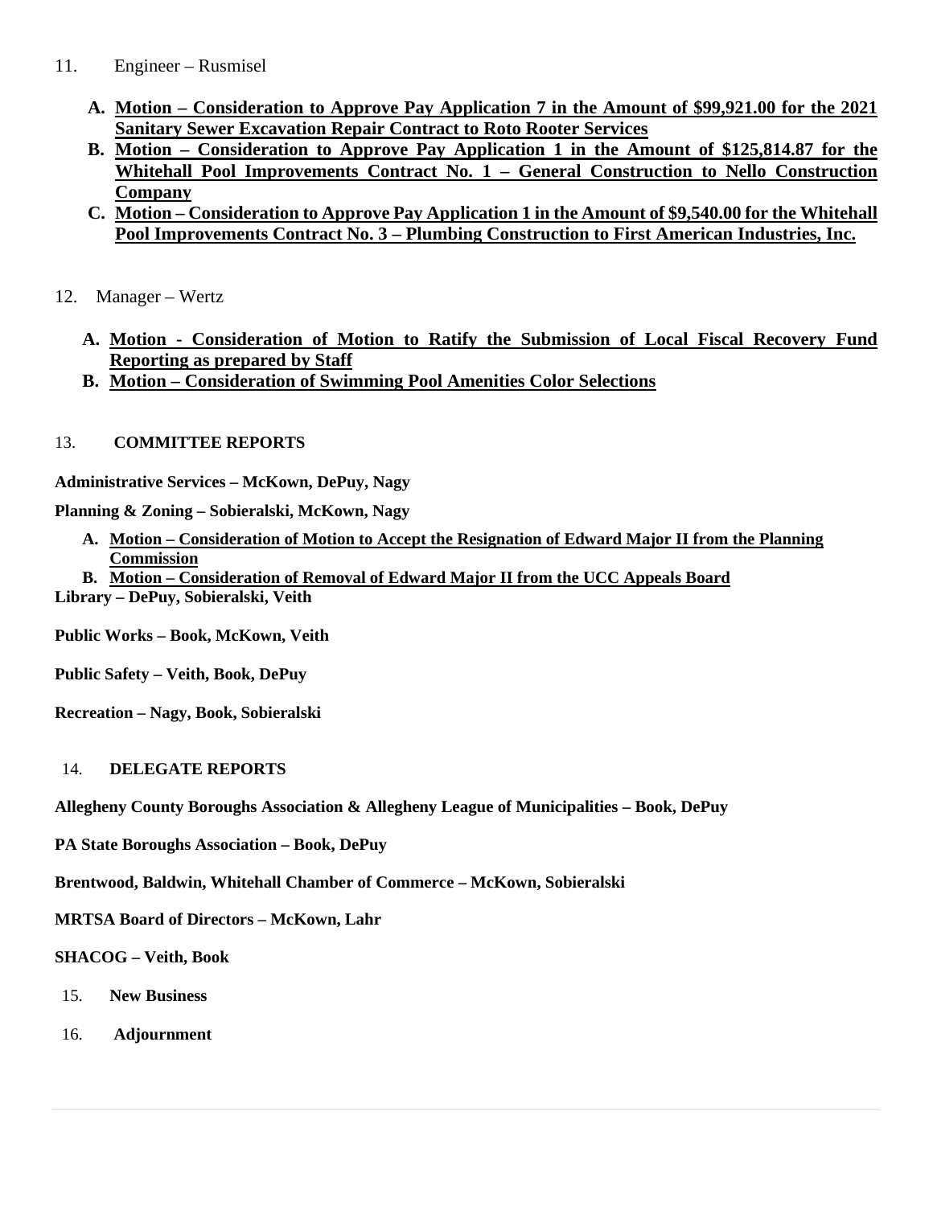11. Engineer – Rusmisel

   A. **Motion – Consideration to Approve Pay Application 7 in the Amount of $99,921.00 for the 2021 Sanitary Sewer Excavation Repair Contract to Roto Rooter Services**
   B. **Motion – Consideration to Approve Pay Application 1 in the Amount of $125,814.87 for the Whitehall Pool Improvements Contract No. 1 – General Construction to Nello Construction Company**
   C. **Motion – Consideration to Approve Pay Application 1 in the Amount of $9,540.00 for the Whitehall Pool Improvements Contract No. 3 – Plumbing Construction to First American Industries, Inc.**

12. Manager – Wertz

   A. **Motion - Consideration of Motion to Ratify the Submission of Local Fiscal Recovery Fund Reporting as prepared by Staff**
   B. **Motion – Consideration of Swimming Pool Amenities Color Selections**

13. **COMMITTEE REPORTS**

**Administrative Services – McKown, DePuy, Nagy**

**Planning & Zoning – Sobieralski, McKown, Nagy**

   A. **Motion – Consideration of Motion to Accept the Resignation of Edward Major II from the Planning Commission**
   B. **Motion – Consideration of Removal of Edward Major II from the UCC Appeals Board**

**Library – DePuy, Sobieralski, Veith**

**Public Works – Book, McKown, Veith**

**Public Safety – Veith, Book, DePuy**

**Recreation – Nagy, Book, Sobieralski**

14. **DELEGATE REPORTS**

**Allegheny County Boroughs Association & Allegheny League of Municipalities – Book, DePuy**

**PA State Boroughs Association – Book, DePuy**

**Brentwood, Baldwin, Whitehall Chamber of Commerce – McKown, Sobieralski**

**MRTSA Board of Directors – McKown, Lahr**

**SHACOG – Veith, Book**

15. **New Business**

16. **Adjournment**